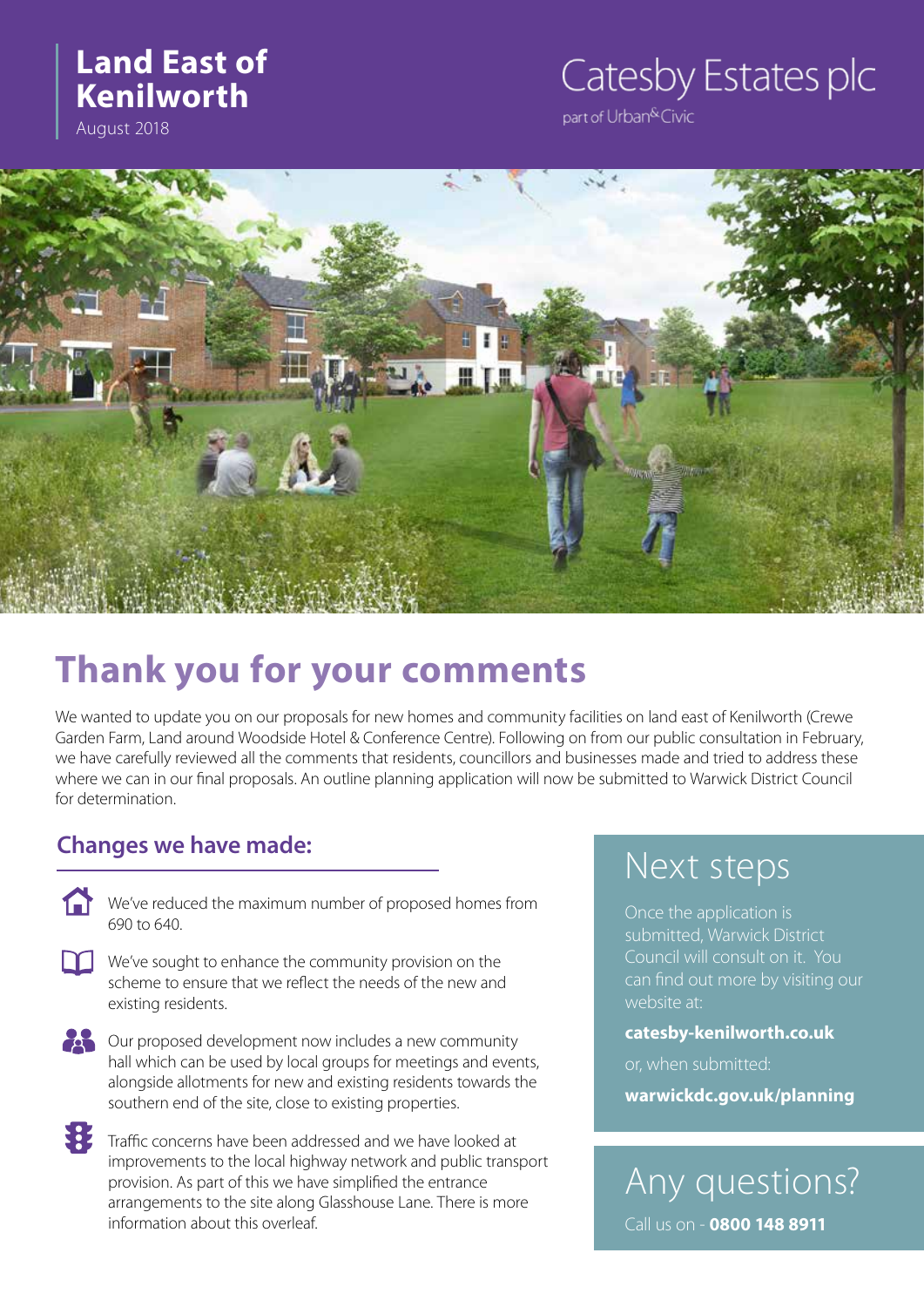# Land East of Kenilworth

August 2018

Catesby Estates plc

part of Urban&Civic

## Thank you for your comments

We wanted to update you on our proposals for new homes and community facilities on land east of Kenilworth (Crewe Garden Farm, Land around Woodside Hotel & Conference Centre). Following on from our public consultation in February, we have carefully reviewed all the comments that residents, councillors and businesses made and tried to address these where we can in our final proposals. An outline planning application will now be submitted to Warwick District Council for determination.

### Changes we have made:

- We've reduced the maximum number of proposed homes from 690 to 640.
- We've sought to enhance the community provision on the scheme to ensure that we reflect the needs of the new and existing residents.
- Our proposed development now includes a new community hall which can be used by local groups for meetings and events, alongside allotments for new and existing residents towards the southern end of the site, close to existing properties.
- Traffic concerns have been addressed and we have looked at improvements to the local highway network and public transport provision. As part of this we have simplified the entrance arrangements to the site along Glasshouse Lane. There is more information about this overleaf.

## Next steps

Once the application is submitted, Warwick District Council will consult on it. You can find out more by visiting our website at:

**catesby-kenilworth.co.uk**

or, when submitted:

**warwickdc.gov.uk/planning**

## Any questions?

Call us on - **0800 148 8911**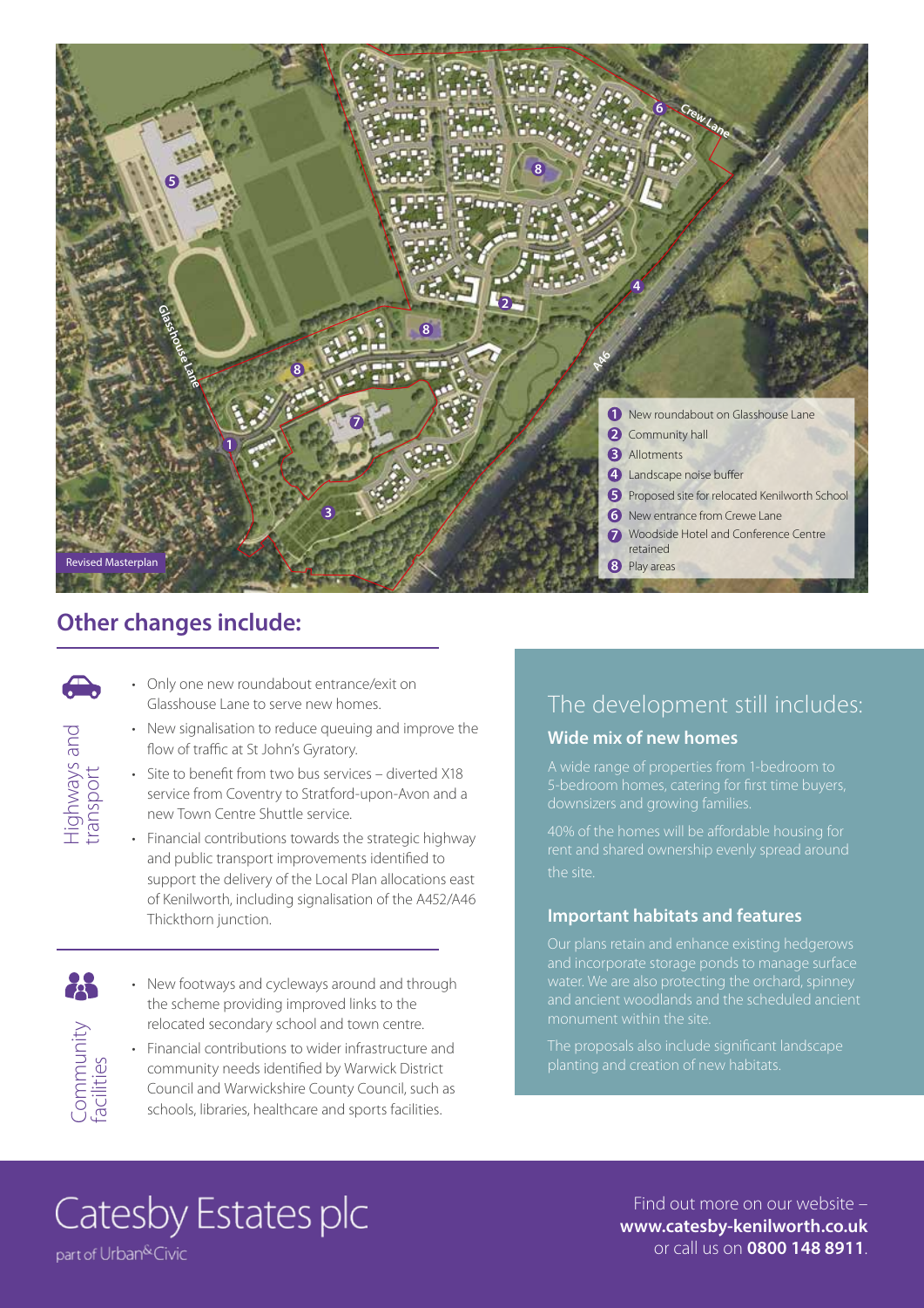Crew Lane

Glasshouse Lane

A46

1. New roundabout on Glasshouse Lane
2. Community hall
3. Allotments
4. Landscape noise buffer
5. Proposed site for relocated Kenilworth School
6. New entrance from Crewe Lane
7. Woodside Hotel and Conference Centre retained
8. Play areas

Revised Masterplan

## Other changes include:

### Highways and transport

- Only one new roundabout entrance/exit on Glasshouse Lane to serve new homes.
- New signalisation to reduce queuing and improve the flow of traffic at St John's Gyratory.
- Site to benefit from two bus services – diverted X18 service from Coventry to Stratford-upon-Avon and a new Town Centre Shuttle service.
- Financial contributions towards the strategic highway and public transport improvements identified to support the delivery of the Local Plan allocations east of Kenilworth, including signalisation of the A452/A46 Thickthorn junction.

### Community facilities

- New footways and cycleways around and through the scheme providing improved links to the relocated secondary school and town centre.
- Financial contributions to wider infrastructure and community needs identified by Warwick District Council and Warwickshire County Council, such as schools, libraries, healthcare and sports facilities.

## The development still includes:

### Wide mix of new homes

A wide range of properties from 1-bedroom to 5-bedroom homes, catering for first time buyers, downsizers and growing families.

40% of the homes will be affordable housing for rent and shared ownership evenly spread around the site.

### Important habitats and features

Our plans retain and enhance existing hedgerows and incorporate storage ponds to manage surface water. We are also protecting the orchard, spinney and ancient woodlands and the scheduled ancient monument within the site.

The proposals also include significant landscape planting and creation of new habitats.

Catesby Estates plc

part of Urban&Civic

Find out more on our website – **www.catesby-kenilworth.co.uk** or call us on **0800 148 8911**.